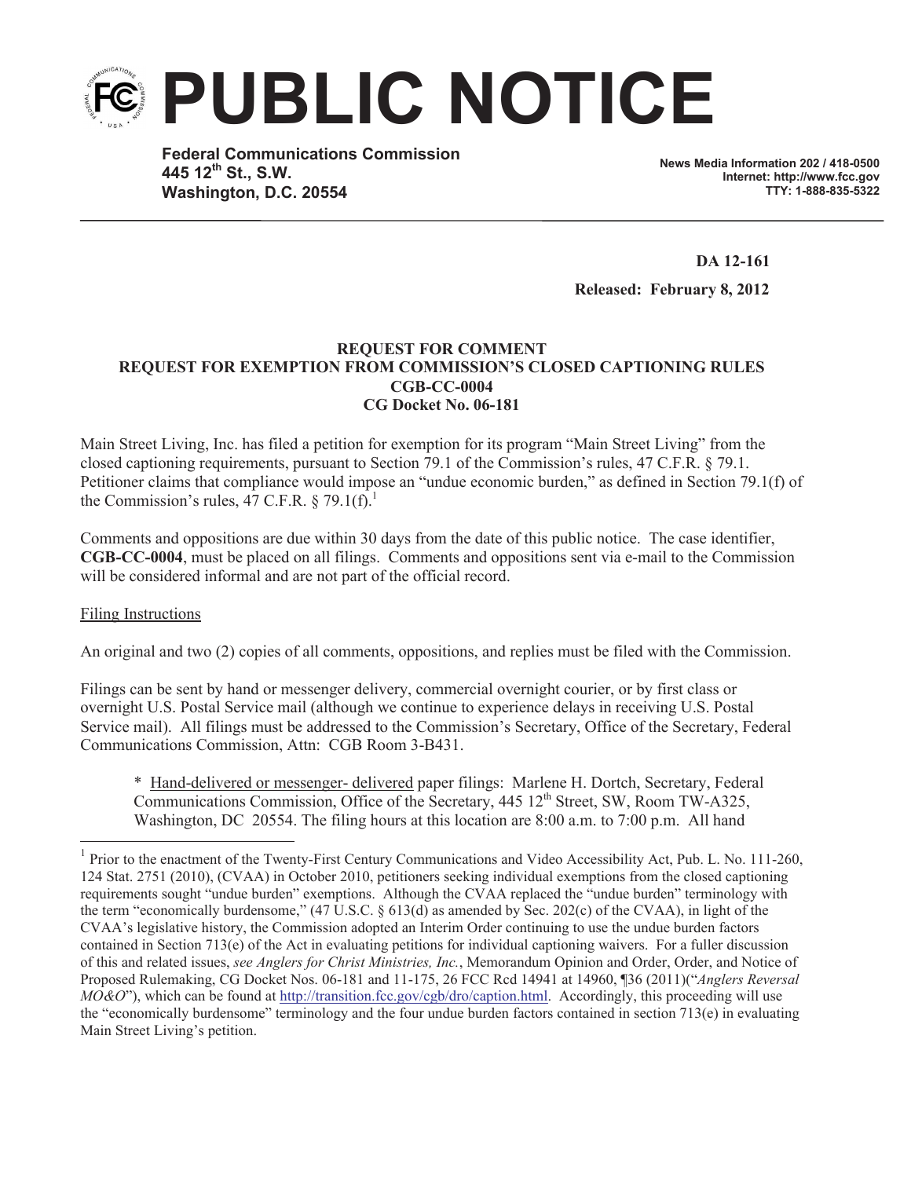# PUBLIC NOTICE

**Federal Communications Commission**
**445 12th St., S.W.**
**Washington, D.C. 20554**

**News Media Information 202 / 418-0500**
**Internet: http://www.fcc.gov**
**TTY: 1-888-835-5322**

**DA 12-161**

**Released: February 8, 2012**

**REQUEST FOR COMMENT**
**REQUEST FOR EXEMPTION FROM COMMISSION'S CLOSED CAPTIONING RULES**
**CGB-CC-0004**
**CG Docket No. 06-181**

Main Street Living, Inc. has filed a petition for exemption for its program "Main Street Living" from the closed captioning requirements, pursuant to Section 79.1 of the Commission's rules, 47 C.F.R. § 79.1. Petitioner claims that compliance would impose an "undue economic burden," as defined in Section 79.1(f) of the Commission's rules, 47 C.F.R. § 79.1(f).[1]

Comments and oppositions are due within 30 days from the date of this public notice. The case identifier, **CGB-CC-0004**, must be placed on all filings. Comments and oppositions sent via e-mail to the Commission will be considered informal and are not part of the official record.

Filing Instructions

An original and two (2) copies of all comments, oppositions, and replies must be filed with the Commission.

Filings can be sent by hand or messenger delivery, commercial overnight courier, or by first class or overnight U.S. Postal Service mail (although we continue to experience delays in receiving U.S. Postal Service mail). All filings must be addressed to the Commission's Secretary, Office of the Secretary, Federal Communications Commission, Attn: CGB Room 3-B431.

> * Hand-delivered or messenger- delivered paper filings: Marlene H. Dortch, Secretary, Federal Communications Commission, Office of the Secretary, 445 12th Street, SW, Room TW-A325, Washington, DC 20554. The filing hours at this location are 8:00 a.m. to 7:00 p.m. All hand

---

[1] Prior to the enactment of the Twenty-First Century Communications and Video Accessibility Act, Pub. L. No. 111-260, 124 Stat. 2751 (2010), (CVAA) in October 2010, petitioners seeking individual exemptions from the closed captioning requirements sought "undue burden" exemptions. Although the CVAA replaced the "undue burden" terminology with the term "economically burdensome," (47 U.S.C. § 613(d) as amended by Sec. 202(c) of the CVAA), in light of the CVAA's legislative history, the Commission adopted an Interim Order continuing to use the undue burden factors contained in Section 713(e) of the Act in evaluating petitions for individual captioning waivers. For a fuller discussion of this and related issues, *see Anglers for Christ Ministries, Inc.*, Memorandum Opinion and Order, Order, and Notice of Proposed Rulemaking, CG Docket Nos. 06-181 and 11-175, 26 FCC Rcd 14941 at 14960, ¶36 (2011)("*Anglers Reversal MO&O*"), which can be found at http://transition.fcc.gov/cgb/dro/caption.html. Accordingly, this proceeding will use the "economically burdensome" terminology and the four undue burden factors contained in section 713(e) in evaluating Main Street Living's petition.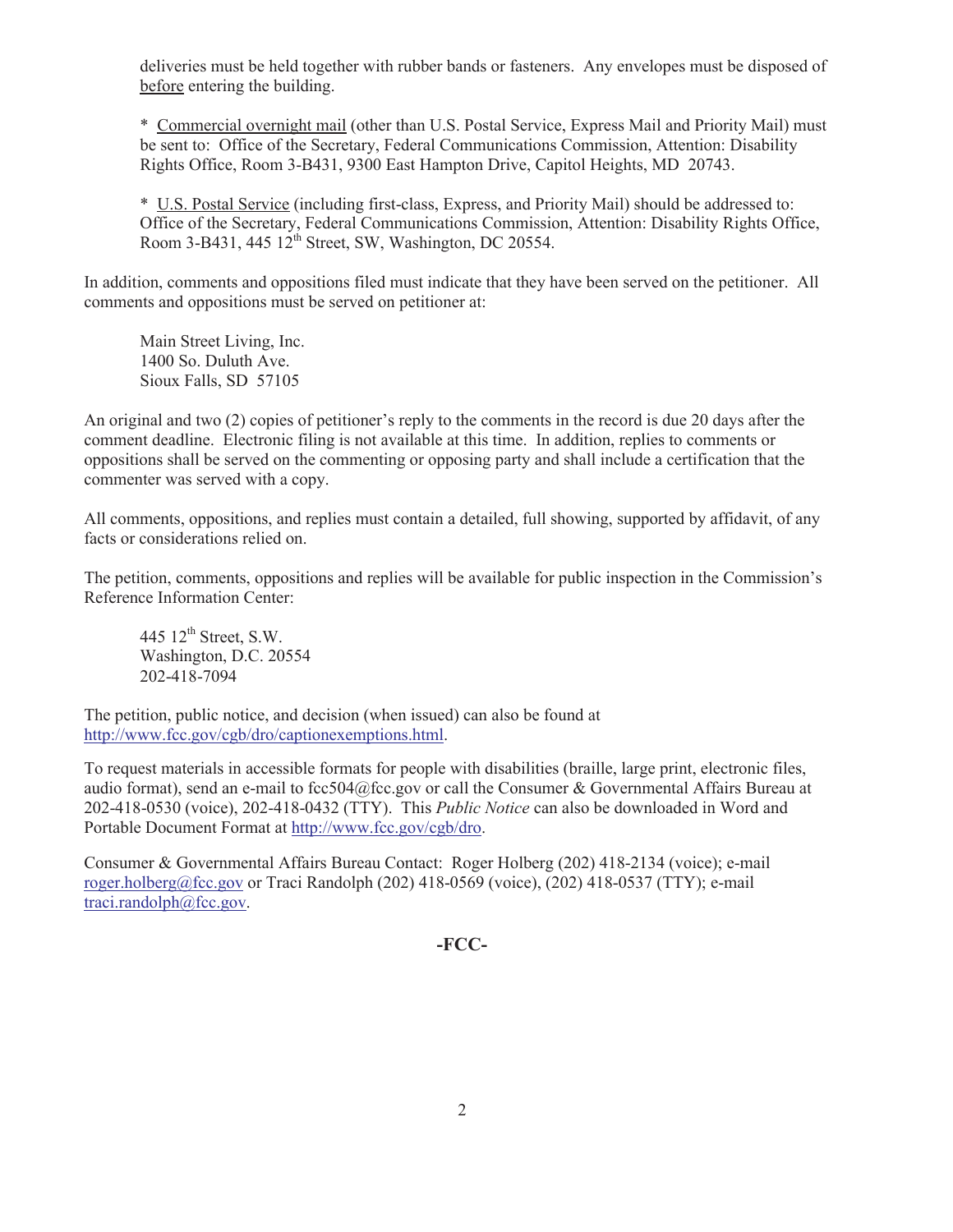deliveries must be held together with rubber bands or fasteners. Any envelopes must be disposed of before entering the building.

* Commercial overnight mail (other than U.S. Postal Service, Express Mail and Priority Mail) must be sent to: Office of the Secretary, Federal Communications Commission, Attention: Disability Rights Office, Room 3-B431, 9300 East Hampton Drive, Capitol Heights, MD 20743.

* U.S. Postal Service (including first-class, Express, and Priority Mail) should be addressed to: Office of the Secretary, Federal Communications Commission, Attention: Disability Rights Office, Room 3-B431, 445 12th Street, SW, Washington, DC 20554.

In addition, comments and oppositions filed must indicate that they have been served on the petitioner. All comments and oppositions must be served on petitioner at:

Main Street Living, Inc.
1400 So. Duluth Ave.
Sioux Falls, SD 57105

An original and two (2) copies of petitioner's reply to the comments in the record is due 20 days after the comment deadline. Electronic filing is not available at this time. In addition, replies to comments or oppositions shall be served on the commenting or opposing party and shall include a certification that the commenter was served with a copy.

All comments, oppositions, and replies must contain a detailed, full showing, supported by affidavit, of any facts or considerations relied on.

The petition, comments, oppositions and replies will be available for public inspection in the Commission's Reference Information Center:

445 12th Street, S.W.
Washington, D.C. 20554
202-418-7094

The petition, public notice, and decision (when issued) can also be found at http://www.fcc.gov/cgb/dro/captionexemptions.html.

To request materials in accessible formats for people with disabilities (braille, large print, electronic files, audio format), send an e-mail to fcc504@fcc.gov or call the Consumer & Governmental Affairs Bureau at 202-418-0530 (voice), 202-418-0432 (TTY). This *Public Notice* can also be downloaded in Word and Portable Document Format at http://www.fcc.gov/cgb/dro.

Consumer & Governmental Affairs Bureau Contact: Roger Holberg (202) 418-2134 (voice); e-mail roger.holberg@fcc.gov or Traci Randolph (202) 418-0569 (voice), (202) 418-0537 (TTY); e-mail traci.randolph@fcc.gov.

**-FCC-**